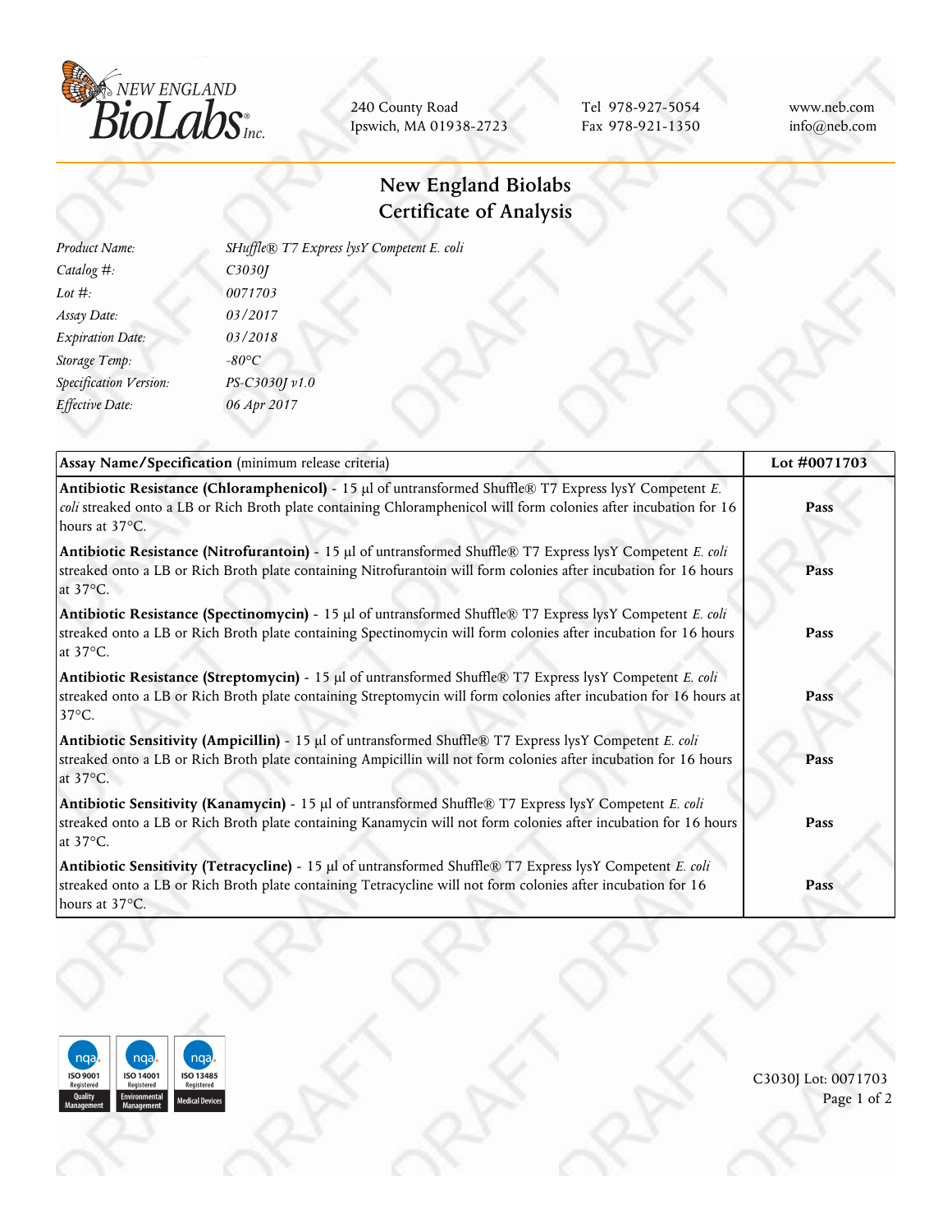NEW ENGLAND BioLabs Inc.

240 County Road
Ipswich, MA 01938-2723

Tel 978-927-5054
Fax 978-921-1350

www.neb.com
info@neb.com

# New England Biolabs
# Certificate of Analysis

| | |
|---|---|
| *Product Name:* | *SHuffle® T7 Express lysY Competent E. coli* |
| *Catalog #:* | *C3030J* |
| *Lot #:* | *0071703* |
| *Assay Date:* | *03/2017* |
| *Expiration Date:* | *03/2018* |
| *Storage Temp:* | *-80°C* |
| *Specification Version:* | *PS-C3030J v1.0* |
| *Effective Date:* | *06 Apr 2017* |

| **Assay Name/Specification** (minimum release criteria) | **Lot #0071703** |
|---|---|
| **Antibiotic Resistance (Chloramphenicol)** - 15 µl of untransformed Shuffle® T7 Express lysY Competent *E. coli* streaked onto a LB or Rich Broth plate containing Chloramphenicol will form colonies after incubation for 16 hours at 37°C. | **Pass** |
| **Antibiotic Resistance (Nitrofurantoin)** - 15 µl of untransformed Shuffle® T7 Express lysY Competent *E. coli* streaked onto a LB or Rich Broth plate containing Nitrofurantoin will form colonies after incubation for 16 hours at 37°C. | **Pass** |
| **Antibiotic Resistance (Spectinomycin)** - 15 µl of untransformed Shuffle® T7 Express lysY Competent *E. coli* streaked onto a LB or Rich Broth plate containing Spectinomycin will form colonies after incubation for 16 hours at 37°C. | **Pass** |
| **Antibiotic Resistance (Streptomycin)** - 15 µl of untransformed Shuffle® T7 Express lysY Competent *E. coli* streaked onto a LB or Rich Broth plate containing Streptomycin will form colonies after incubation for 16 hours at 37°C. | **Pass** |
| **Antibiotic Sensitivity (Ampicillin)** - 15 µl of untransformed Shuffle® T7 Express lysY Competent *E. coli* streaked onto a LB or Rich Broth plate containing Ampicillin will not form colonies after incubation for 16 hours at 37°C. | **Pass** |
| **Antibiotic Sensitivity (Kanamycin)** - 15 µl of untransformed Shuffle® T7 Express lysY Competent *E. coli* streaked onto a LB or Rich Broth plate containing Kanamycin will not form colonies after incubation for 16 hours at 37°C. | **Pass** |
| **Antibiotic Sensitivity (Tetracycline)** - 15 µl of untransformed Shuffle® T7 Express lysY Competent *E. coli* streaked onto a LB or Rich Broth plate containing Tetracycline will not form colonies after incubation for 16 hours at 37°C. | **Pass** |

ISO 9001 Registered Quality Management | ISO 14001 Registered Environmental Management | ISO 13485 Registered Medical Devices

C3030J Lot: 0071703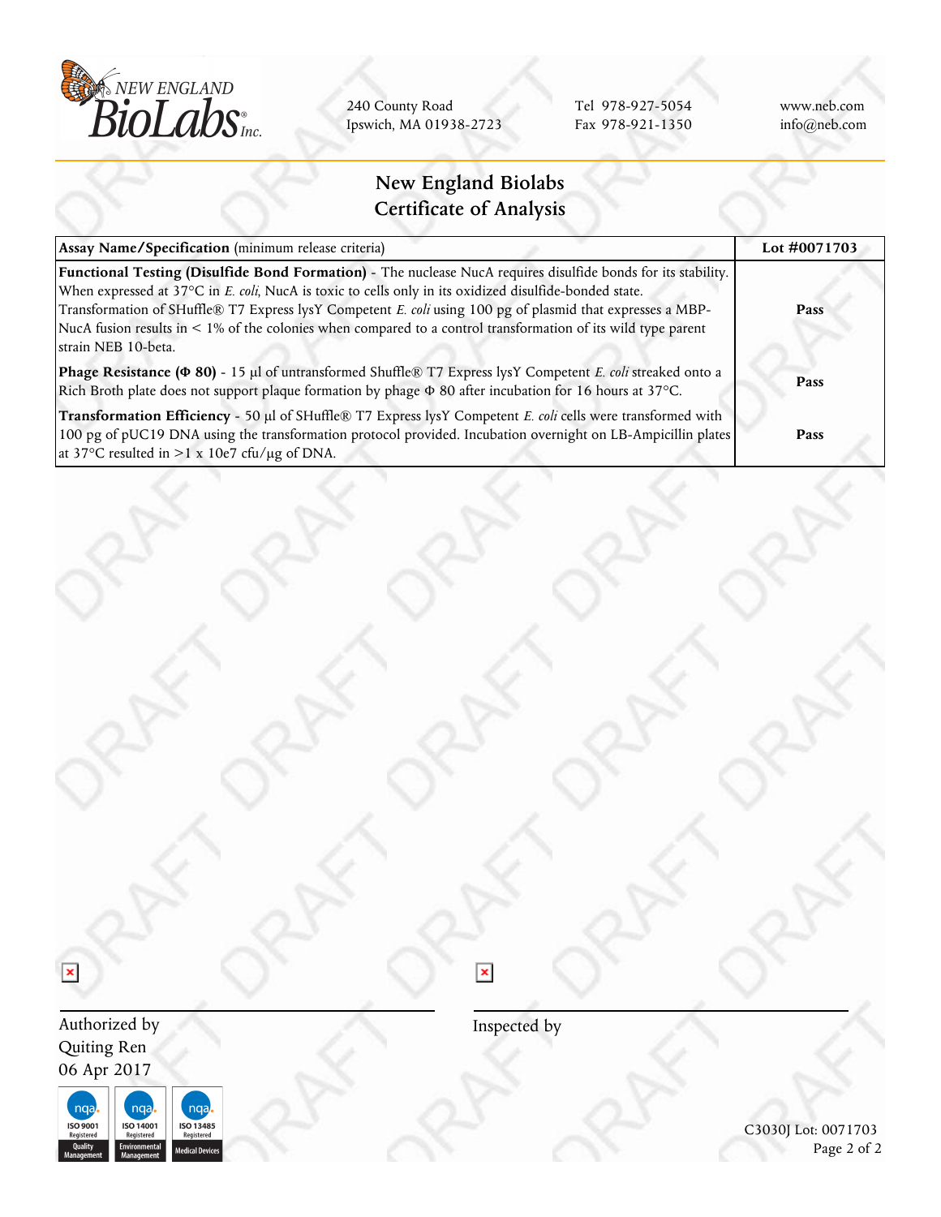New England Biolabs
240 County Road
Ipswich, MA 01938-2723
Tel 978-927-5054
Fax 978-921-1350
www.neb.com
info@neb.com

# New England Biolabs
# Certificate of Analysis

| **Assay Name/Specification** (minimum release criteria) | **Lot #0071703** |
|---|---|
| **Functional Testing (Disulfide Bond Formation)** - The nuclease NucA requires disulfide bonds for its stability. When expressed at 37°C in *E. coli*, NucA is toxic to cells only in its oxidized disulfide-bonded state. Transformation of SHuffle® T7 Express lysY Competent *E. coli* using 100 pg of plasmid that expresses a MBP-NucA fusion results in < 1% of the colonies when compared to a control transformation of its wild type parent strain NEB 10-beta. | **Pass** |
| **Phage Resistance (Φ 80)** - 15 µl of untransformed Shuffle® T7 Express lysY Competent *E. coli* streaked onto a Rich Broth plate does not support plaque formation by phage Φ 80 after incubation for 16 hours at 37°C. | **Pass** |
| **Transformation Efficiency** - 50 µl of SHuffle® T7 Express lysY Competent *E. coli* cells were transformed with 100 pg of pUC19 DNA using the transformation protocol provided. Incubation overnight on LB-Ampicillin plates at 37°C resulted in >1 x 10e7 cfu/µg of DNA. | **Pass** |

Authorized by
Quiting Ren
06 Apr 2017

Inspected by

ISO 9001 Registered Quality Management
ISO 14001 Registered Environmental Management
ISO 13485 Registered Medical Devices

C3030J Lot: 0071703